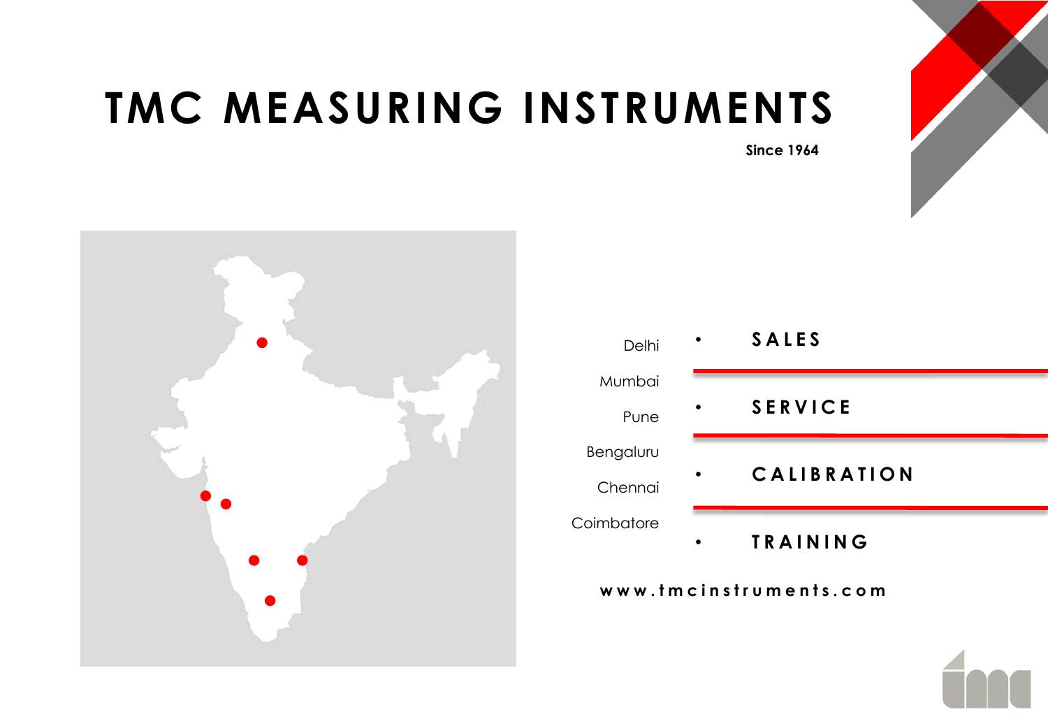# TMC MEASURING INSTRUMENTS

**Since 1964**

Delhi

Mumbai

Pune

Bengaluru

Chennai

Coimbatore

- **SALES**
- **SERVICE**
- **CALIBRATION**
- **TRAINING**

**www.tmcinstruments.com**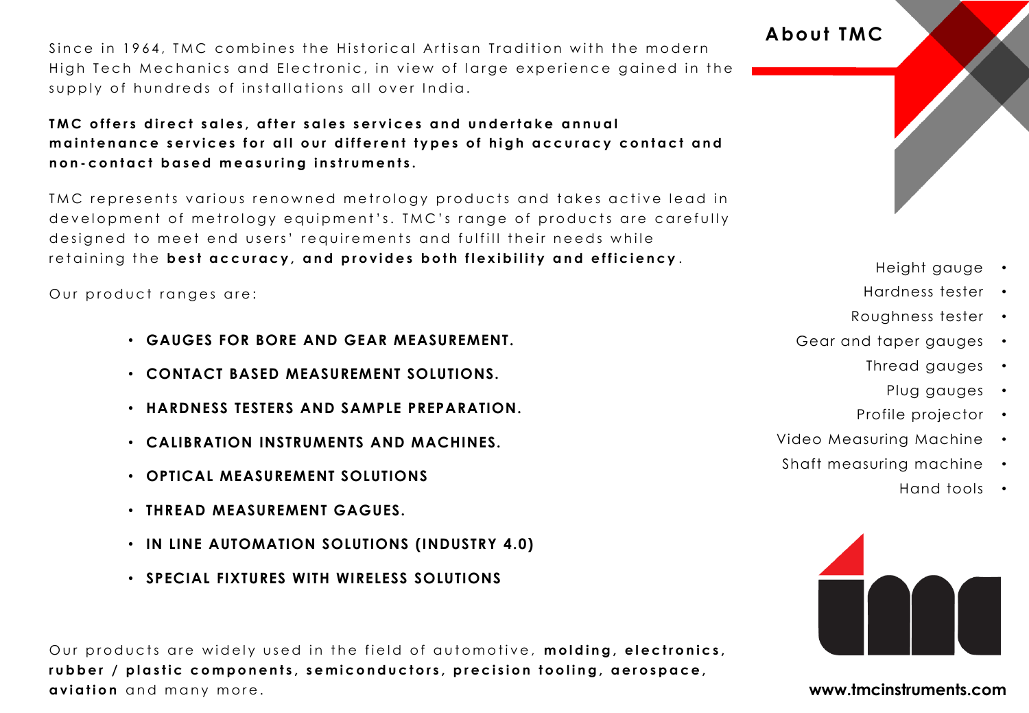## About TMC

Since in 1964, TMC combines the Historical Artisan Tradition with the modern High Tech Mechanics and Electronic, in view of large experience gained in the supply of hundreds of installations all over India.

**TMC offers direct sales, after sales services and undertake annual maintenance services for all our different types of high accuracy contact and non-contact based measuring instruments.**

TMC represents various renowned metrology products and takes active lead in development of metrology equipment's. TMC's range of products are carefully designed to meet end users' requirements and fulfill their needs while retaining the **best accuracy, and provides both flexibility and efficiency**.

Our product ranges are:

- **GAUGES FOR BORE AND GEAR MEASUREMENT.**
- **CONTACT BASED MEASUREMENT SOLUTIONS.**
- **HARDNESS TESTERS AND SAMPLE PREPARATION.**
- **CALIBRATION INSTRUMENTS AND MACHINES.**
- **OPTICAL MEASUREMENT SOLUTIONS**
- **THREAD MEASUREMENT GAGUES.**
- **IN LINE AUTOMATION SOLUTIONS (INDUSTRY 4.0)**
- **SPECIAL FIXTURES WITH WIRELESS SOLUTIONS**

Our products are widely used in the field of automotive, **molding, electronics, rubber / plastic components, semiconductors, precision tooling, aerospace, aviation** and many more.

- Height gauge
- Hardness tester
- Roughness tester
- Gear and taper gauges
- Thread gauges
- Plug gauges
- Profile projector
- Video Measuring Machine
- Shaft measuring machine
- Hand tools

**www.tmcinstruments.com**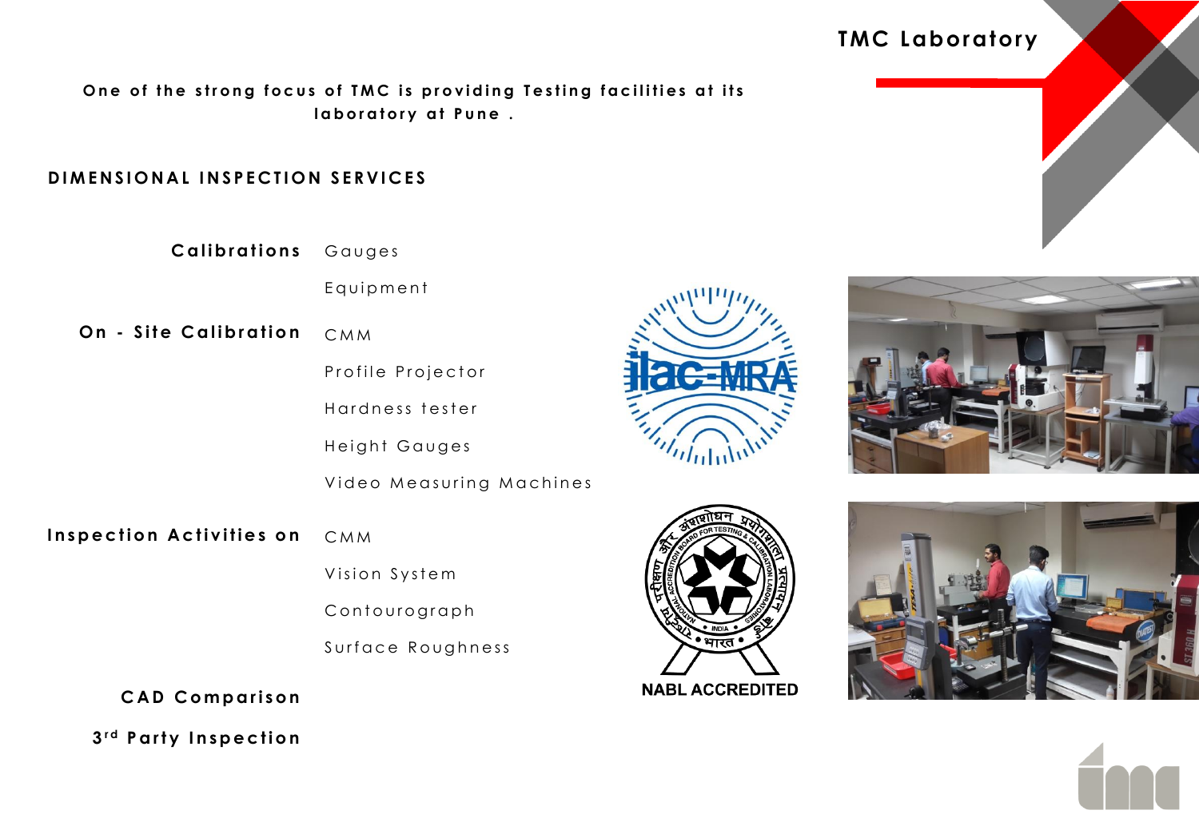# TMC Laboratory

**One of the strong focus of TMC is providing Testing facilities at its laboratory at Pune .**

## DIMENSIONAL INSPECTION SERVICES

**Calibrations**
- Gauges
- Equipment

**On - Site Calibration**
- CMM
- Profile Projector
- Hardness tester
- Height Gauges
- Video Measuring Machines

**Inspection Activities on**
- CMM
- Vision System
- Contourograph
- Surface Roughness

**CAD Comparison**

**3rd Party Inspection**

ilac-MRA

NABL ACCREDITED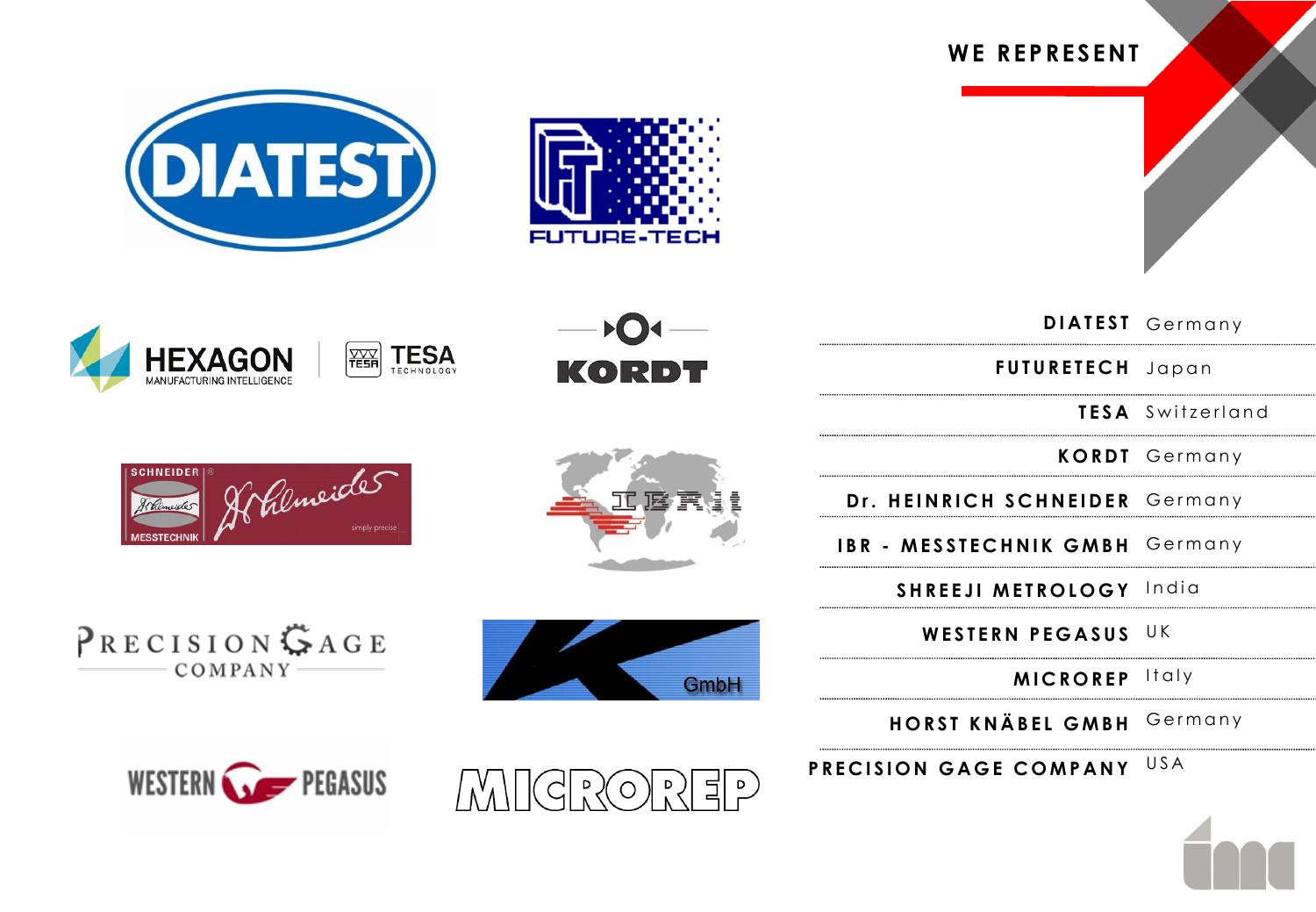## WE REPRESENT

| | |
|---|---|
| **DIATEST** | Germany |
| **FUTURETECH** | Japan |
| **TESA** | Switzerland |
| **KORDT** | Germany |
| **Dr. HEINRICH SCHNEIDER** | Germany |
| **IBR - MESSTECHNIK GMBH** | Germany |
| **SHREEJI METROLOGY** | India |
| **WESTERN PEGASUS** | UK |
| **MICROREP** | Italy |
| **HORST KNÄBEL GMBH** | Germany |
| **PRECISION GAGE COMPANY** | USA |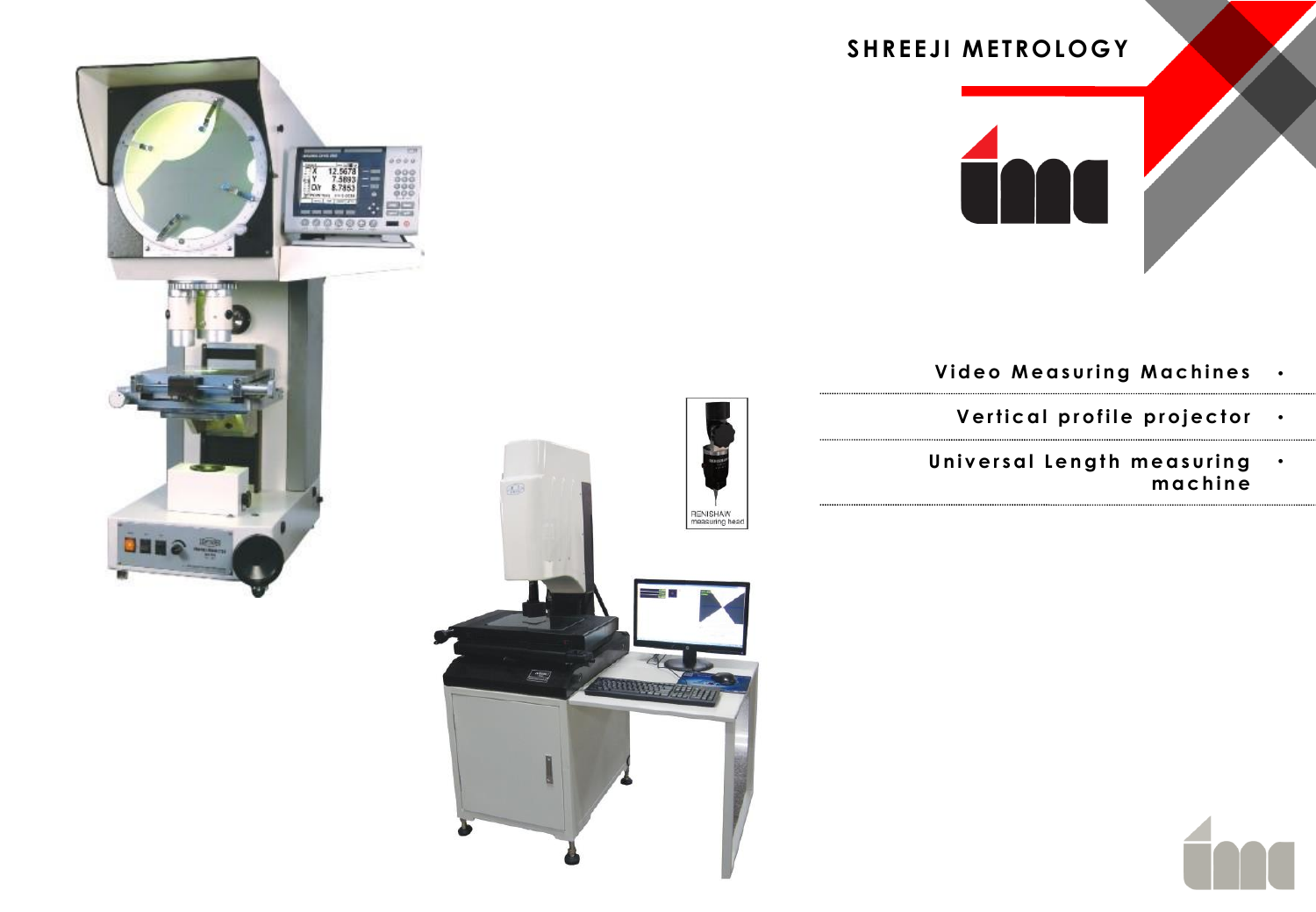# SHREEJI METROLOGY

- Video Measuring Machines
- Vertical profile projector
- Universal Length measuring machine

RENISHAW measuring head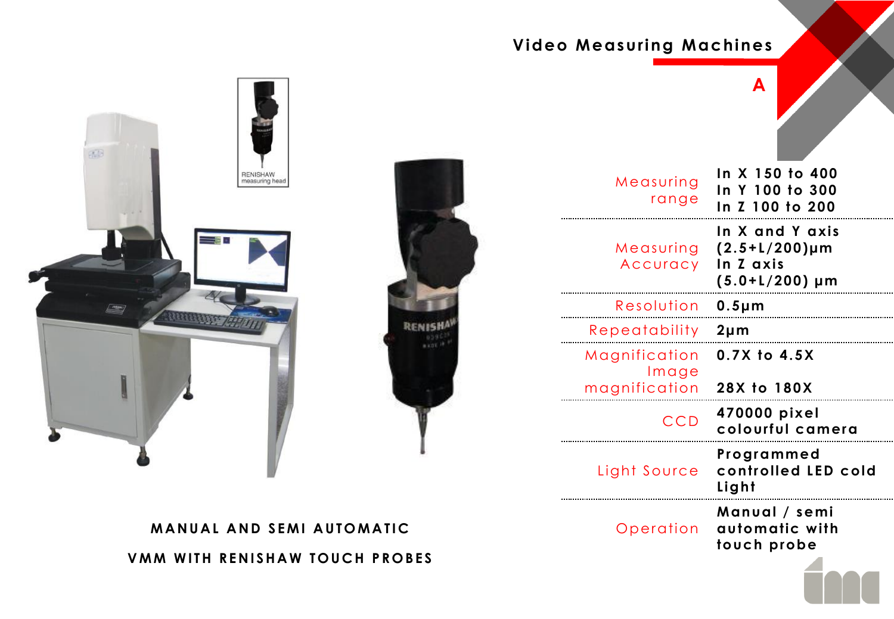## Video Measuring Machines

A

| | |
|---|---|
| Measuring range | In X 150 to 400<br>In Y 100 to 300<br>In Z 100 to 200 |
| Measuring Accuracy | In X and Y axis<br>(2.5+L/200)µm<br>In Z axis<br>(5.0+L/200) µm |
| Resolution | 0.5µm |
| Repeatability | 2µm |
| Magnification<br>Image magnification | 0.7X to 4.5X<br>28X to 180X |
| CCD | 470000 pixel colourful camera |
| Light Source | Programmed controlled LED cold Light |
| Operation | Manual / semi automatic with touch probe |

RENISHAW measuring head

**MANUAL AND SEMI AUTOMATIC**

**VMM WITH RENISHAW TOUCH PROBES**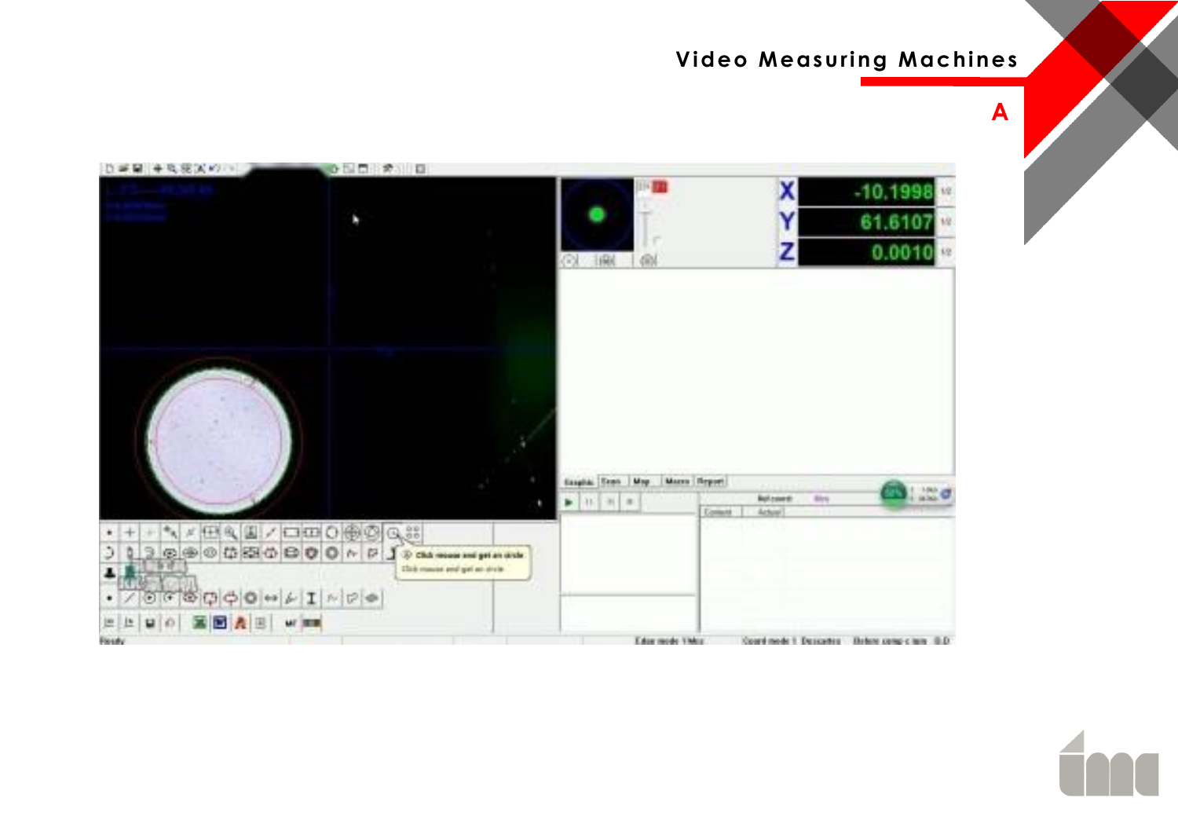# Video Measuring Machines

A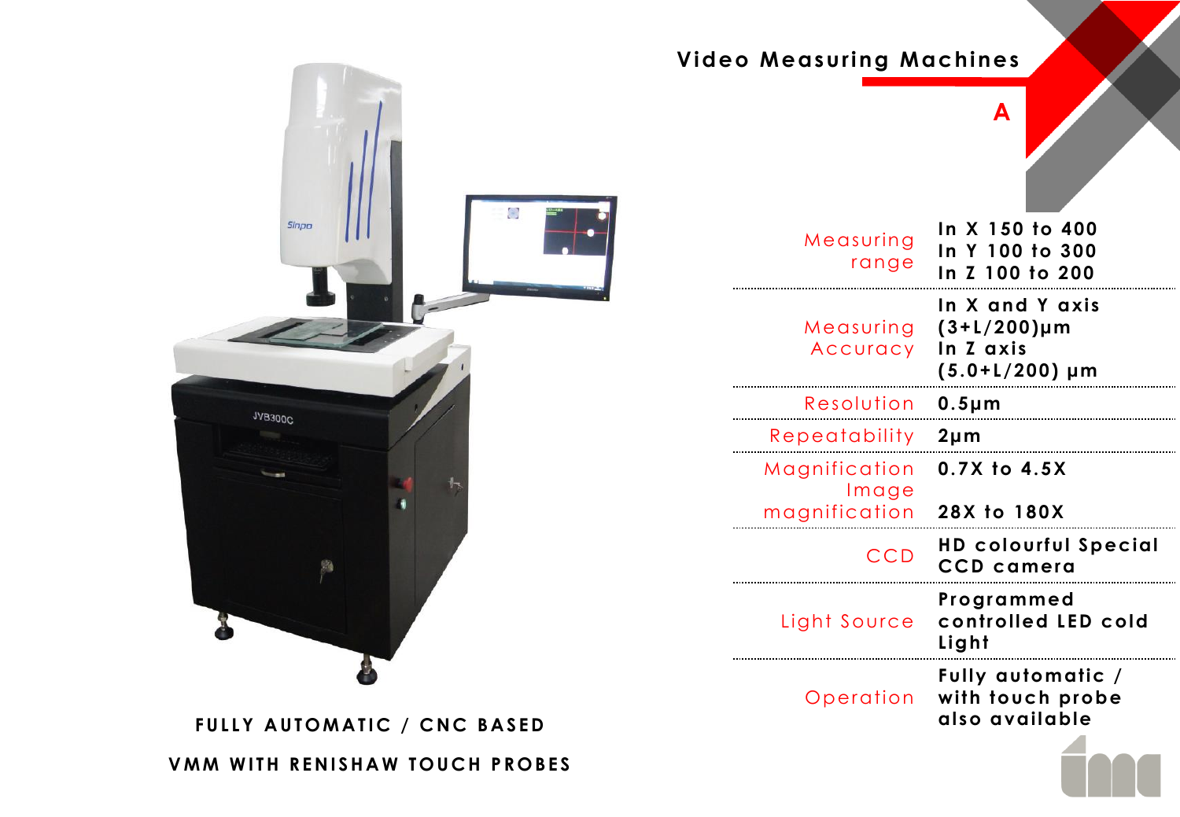# Video Measuring Machines

**A**

| | |
|---|---|
| Measuring range | In X 150 to 400<br>In Y 100 to 300<br>In Z 100 to 200 |
| Measuring Accuracy | In X and Y axis<br>(3+L/200)μm<br>In Z axis<br>(5.0+L/200) μm |
| Resolution | 0.5μm |
| Repeatability | 2μm |
| Magnification<br>Image magnification | 0.7X to 4.5X<br><br>28X to 180X |
| CCD | HD colourful Special CCD camera |
| Light Source | Programmed controlled LED cold Light |
| Operation | Fully automatic / with touch probe also available |

**FULLY AUTOMATIC / CNC BASED**

**VMM WITH RENISHAW TOUCH PROBES**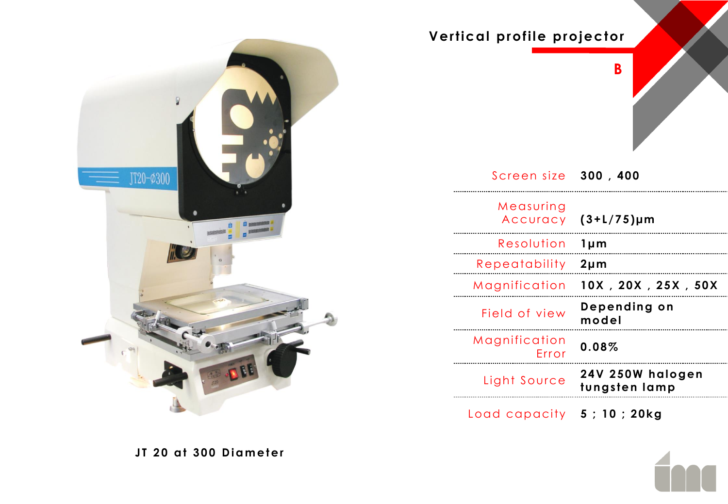# Vertical profile projector

**B**

| | |
|---|---|
| Screen size | 300 , 400 |
| Measuring Accuracy | (3+L/75)μm |
| Resolution | 1μm |
| Repeatability | 2μm |
| Magnification | 10X , 20X , 25X , 50X |
| Field of view | Depending on model |
| Magnification Error | 0.08% |
| Light Source | 24V 250W halogen tungsten lamp |
| Load capacity | 5 ; 10 ; 20kg |

**JT 20 at 300 Diameter**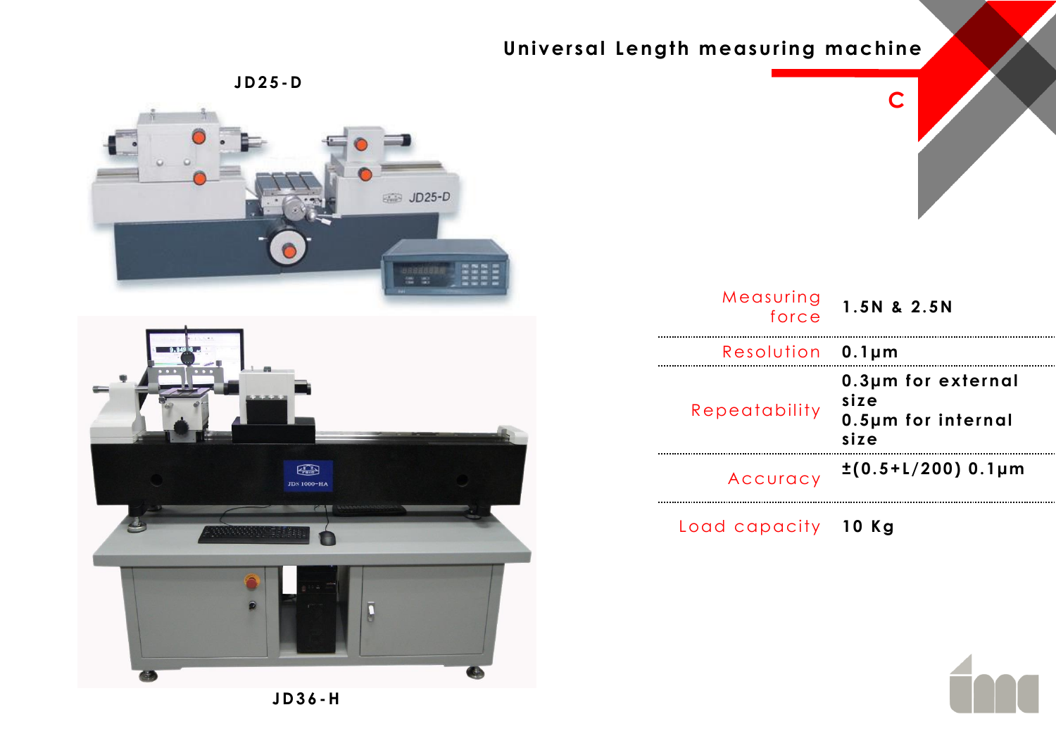# Universal Length measuring machine

C

JD25-D

JD36-H

| | |
|---|---|
| Measuring force | 1.5N & 2.5N |
| Resolution | 0.1μm |
| Repeatability | 0.3μm for external size<br>0.5μm for internal size |
| Accuracy | ±(0.5+L/200) 0.1μm |
| Load capacity | 10 Kg |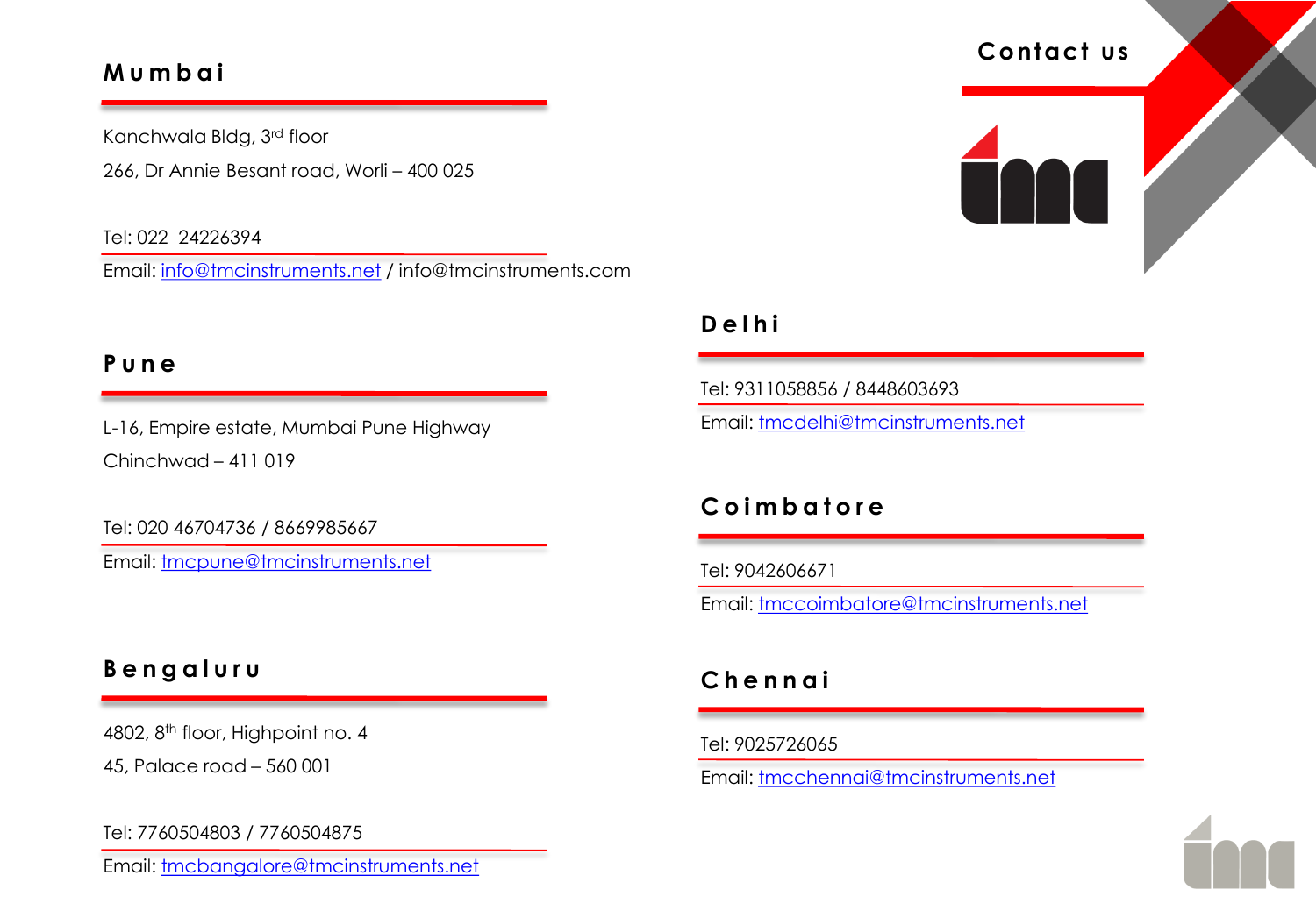# Contact us

## Mumbai

Kanchwala Bldg, 3rd floor

266, Dr Annie Besant road, Worli – 400 025

Tel: 022 24226394

Email: info@tmcinstruments.net / info@tmcinstruments.com

## Pune

L-16, Empire estate, Mumbai Pune Highway

Chinchwad – 411 019

Tel: 020 46704736 / 8669985667

Email: tmcpune@tmcinstruments.net

## Bengaluru

4802, 8th floor, Highpoint no. 4

45, Palace road – 560 001

Tel: 7760504803 / 7760504875

Email: tmcbangalore@tmcinstruments.net

## Delhi

Tel: 9311058856 / 8448603693

Email: tmcdelhi@tmcinstruments.net

## Coimbatore

Tel: 9042606671

Email: tmccoimbatore@tmcinstruments.net

## Chennai

Tel: 9025726065

Email: tmcchennai@tmcinstruments.net